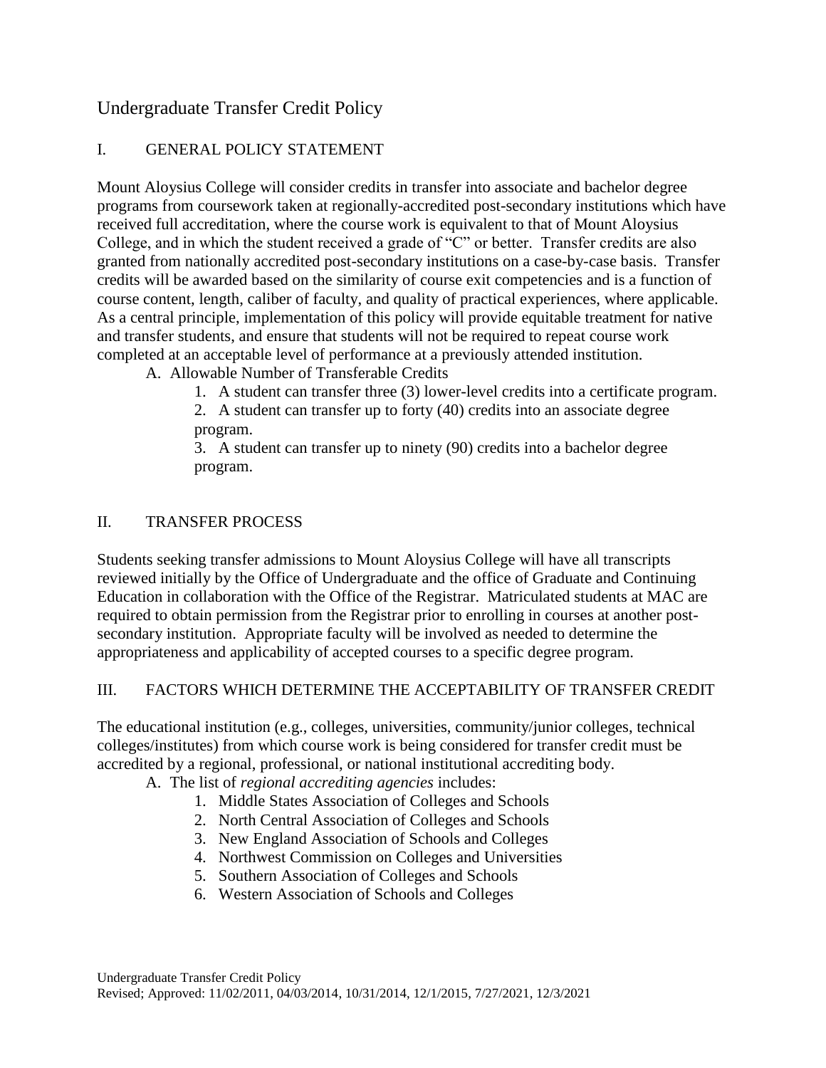# Undergraduate Transfer Credit Policy

## I. GENERAL POLICY STATEMENT

Mount Aloysius College will consider credits in transfer into associate and bachelor degree programs from coursework taken at regionally-accredited post-secondary institutions which have received full accreditation, where the course work is equivalent to that of Mount Aloysius College, and in which the student received a grade of "C" or better. Transfer credits are also granted from nationally accredited post-secondary institutions on a case-by-case basis. Transfer credits will be awarded based on the similarity of course exit competencies and is a function of course content, length, caliber of faculty, and quality of practical experiences, where applicable. As a central principle, implementation of this policy will provide equitable treatment for native and transfer students, and ensure that students will not be required to repeat course work completed at an acceptable level of performance at a previously attended institution.

A. Allowable Number of Transferable Credits
   1. A student can transfer three (3) lower-level credits into a certificate program.
   2. A student can transfer up to forty (40) credits into an associate degree program.
   3. A student can transfer up to ninety (90) credits into a bachelor degree program.

## II. TRANSFER PROCESS

Students seeking transfer admissions to Mount Aloysius College will have all transcripts reviewed initially by the Office of Undergraduate and the office of Graduate and Continuing Education in collaboration with the Office of the Registrar. Matriculated students at MAC are required to obtain permission from the Registrar prior to enrolling in courses at another post-secondary institution. Appropriate faculty will be involved as needed to determine the appropriateness and applicability of accepted courses to a specific degree program.

## III. FACTORS WHICH DETERMINE THE ACCEPTABILITY OF TRANSFER CREDIT

The educational institution (e.g., colleges, universities, community/junior colleges, technical colleges/institutes) from which course work is being considered for transfer credit must be accredited by a regional, professional, or national institutional accrediting body.

A. The list of *regional accrediting agencies* includes:
   1. Middle States Association of Colleges and Schools
   2. North Central Association of Colleges and Schools
   3. New England Association of Schools and Colleges
   4. Northwest Commission on Colleges and Universities
   5. Southern Association of Colleges and Schools
   6. Western Association of Schools and Colleges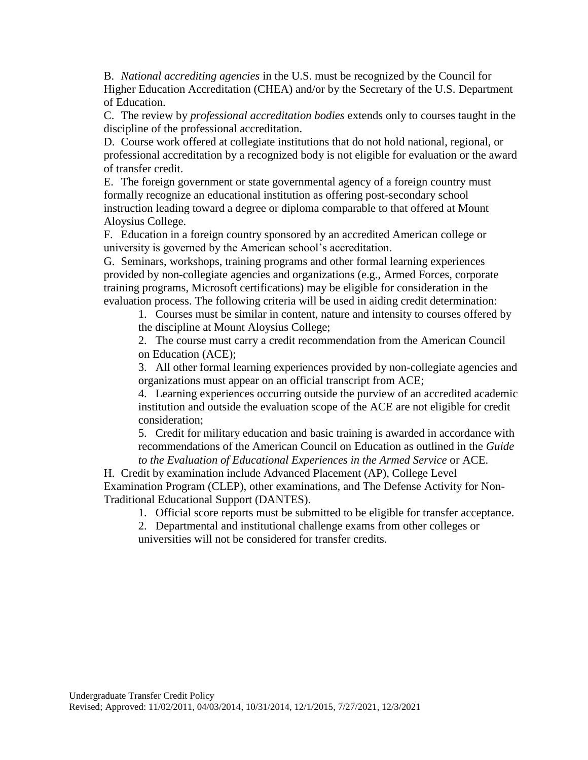B. *National accrediting agencies* in the U.S. must be recognized by the Council for Higher Education Accreditation (CHEA) and/or by the Secretary of the U.S. Department of Education.

C. The review by *professional accreditation bodies* extends only to courses taught in the discipline of the professional accreditation.

D. Course work offered at collegiate institutions that do not hold national, regional, or professional accreditation by a recognized body is not eligible for evaluation or the award of transfer credit.

E. The foreign government or state governmental agency of a foreign country must formally recognize an educational institution as offering post-secondary school instruction leading toward a degree or diploma comparable to that offered at Mount Aloysius College.

F. Education in a foreign country sponsored by an accredited American college or university is governed by the American school's accreditation.

G. Seminars, workshops, training programs and other formal learning experiences provided by non-collegiate agencies and organizations (e.g., Armed Forces, corporate training programs, Microsoft certifications) may be eligible for consideration in the evaluation process. The following criteria will be used in aiding credit determination:

1. Courses must be similar in content, nature and intensity to courses offered by the discipline at Mount Aloysius College;
2. The course must carry a credit recommendation from the American Council on Education (ACE);
3. All other formal learning experiences provided by non-collegiate agencies and organizations must appear on an official transcript from ACE;
4. Learning experiences occurring outside the purview of an accredited academic institution and outside the evaluation scope of the ACE are not eligible for credit consideration;
5. Credit for military education and basic training is awarded in accordance with recommendations of the American Council on Education as outlined in the *Guide to the Evaluation of Educational Experiences in the Armed Service* or ACE.

H. Credit by examination include Advanced Placement (AP), College Level Examination Program (CLEP), other examinations, and The Defense Activity for Non-Traditional Educational Support (DANTES).

1. Official score reports must be submitted to be eligible for transfer acceptance.
2. Departmental and institutional challenge exams from other colleges or universities will not be considered for transfer credits.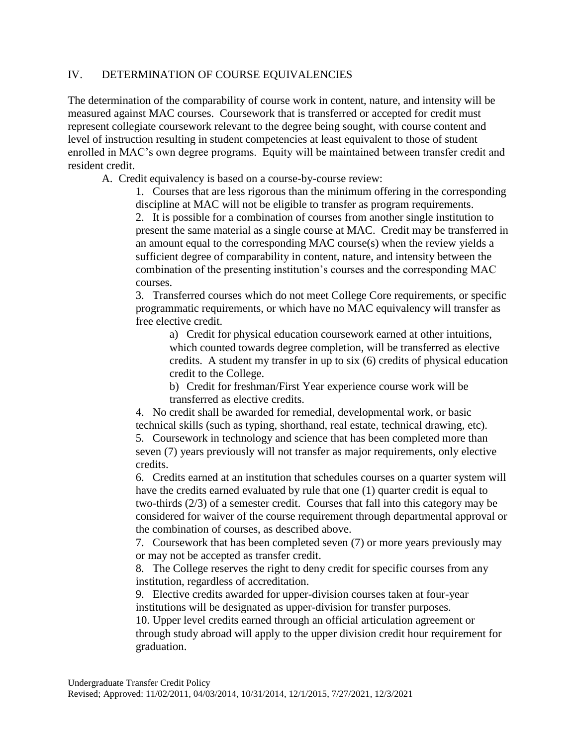## IV. DETERMINATION OF COURSE EQUIVALENCIES

The determination of the comparability of course work in content, nature, and intensity will be measured against MAC courses. Coursework that is transferred or accepted for credit must represent collegiate coursework relevant to the degree being sought, with course content and level of instruction resulting in student competencies at least equivalent to those of student enrolled in MAC's own degree programs. Equity will be maintained between transfer credit and resident credit.

A. Credit equivalency is based on a course-by-course review:

1. Courses that are less rigorous than the minimum offering in the corresponding discipline at MAC will not be eligible to transfer as program requirements.
2. It is possible for a combination of courses from another single institution to present the same material as a single course at MAC. Credit may be transferred in an amount equal to the corresponding MAC course(s) when the review yields a sufficient degree of comparability in content, nature, and intensity between the combination of the presenting institution's courses and the corresponding MAC courses.
3. Transferred courses which do not meet College Core requirements, or specific programmatic requirements, or which have no MAC equivalency will transfer as free elective credit.
    a) Credit for physical education coursework earned at other intuitions, which counted towards degree completion, will be transferred as elective credits. A student my transfer in up to six (6) credits of physical education credit to the College.
    b) Credit for freshman/First Year experience course work will be transferred as elective credits.
4. No credit shall be awarded for remedial, developmental work, or basic technical skills (such as typing, shorthand, real estate, technical drawing, etc).
5. Coursework in technology and science that has been completed more than seven (7) years previously will not transfer as major requirements, only elective credits.
6. Credits earned at an institution that schedules courses on a quarter system will have the credits earned evaluated by rule that one (1) quarter credit is equal to two-thirds (2/3) of a semester credit. Courses that fall into this category may be considered for waiver of the course requirement through departmental approval or the combination of courses, as described above.
7. Coursework that has been completed seven (7) or more years previously may or may not be accepted as transfer credit.
8. The College reserves the right to deny credit for specific courses from any institution, regardless of accreditation.
9. Elective credits awarded for upper-division courses taken at four-year institutions will be designated as upper-division for transfer purposes.
10. Upper level credits earned through an official articulation agreement or through study abroad will apply to the upper division credit hour requirement for graduation.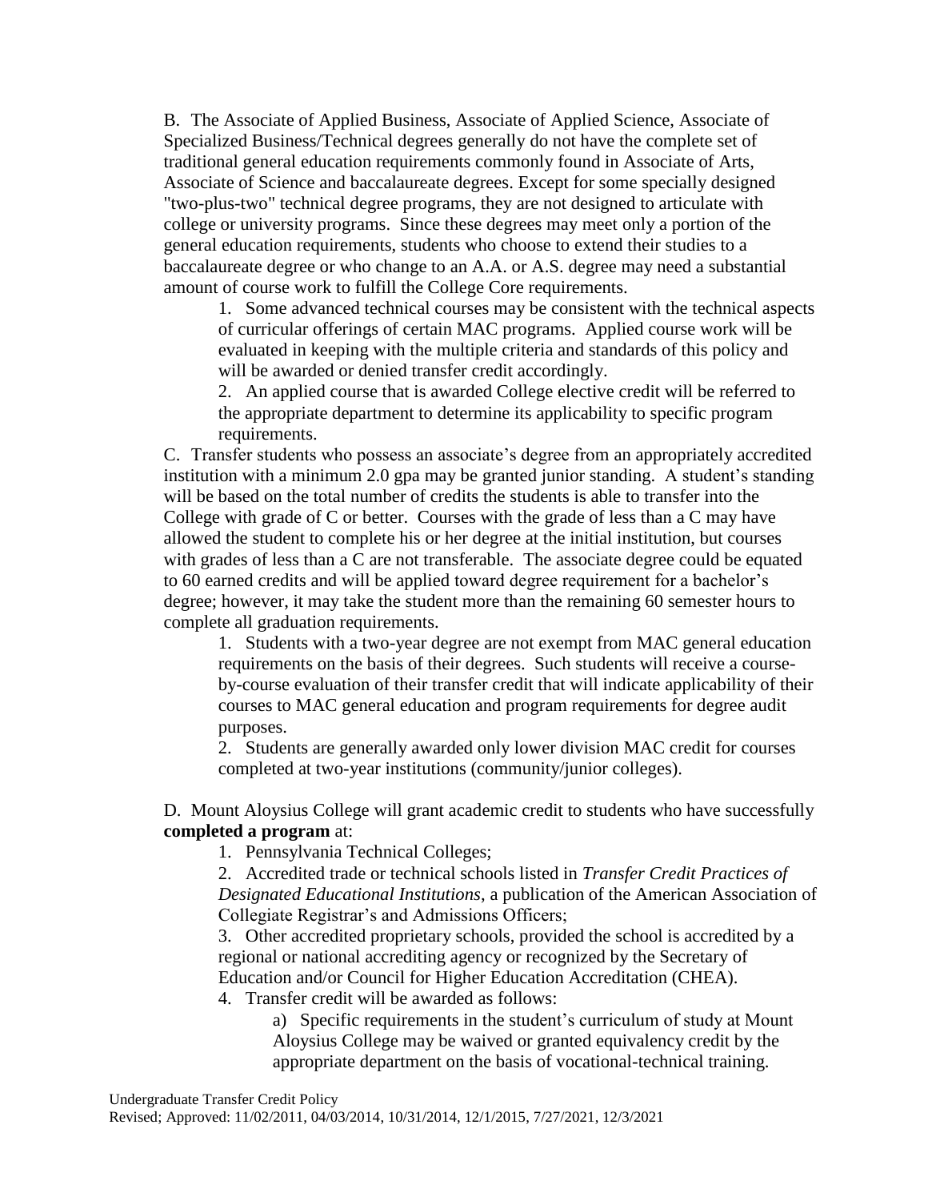B. The Associate of Applied Business, Associate of Applied Science, Associate of Specialized Business/Technical degrees generally do not have the complete set of traditional general education requirements commonly found in Associate of Arts, Associate of Science and baccalaureate degrees. Except for some specially designed "two-plus-two" technical degree programs, they are not designed to articulate with college or university programs. Since these degrees may meet only a portion of the general education requirements, students who choose to extend their studies to a baccalaureate degree or who change to an A.A. or A.S. degree may need a substantial amount of course work to fulfill the College Core requirements.

1. Some advanced technical courses may be consistent with the technical aspects of curricular offerings of certain MAC programs. Applied course work will be evaluated in keeping with the multiple criteria and standards of this policy and will be awarded or denied transfer credit accordingly.
2. An applied course that is awarded College elective credit will be referred to the appropriate department to determine its applicability to specific program requirements.

C. Transfer students who possess an associate's degree from an appropriately accredited institution with a minimum 2.0 gpa may be granted junior standing. A student's standing will be based on the total number of credits the students is able to transfer into the College with grade of C or better. Courses with the grade of less than a C may have allowed the student to complete his or her degree at the initial institution, but courses with grades of less than a C are not transferable. The associate degree could be equated to 60 earned credits and will be applied toward degree requirement for a bachelor's degree; however, it may take the student more than the remaining 60 semester hours to complete all graduation requirements.

1. Students with a two-year degree are not exempt from MAC general education requirements on the basis of their degrees. Such students will receive a course-by-course evaluation of their transfer credit that will indicate applicability of their courses to MAC general education and program requirements for degree audit purposes.
2. Students are generally awarded only lower division MAC credit for courses completed at two-year institutions (community/junior colleges).

D. Mount Aloysius College will grant academic credit to students who have successfully **completed a program** at:

1. Pennsylvania Technical Colleges;
2. Accredited trade or technical schools listed in *Transfer Credit Practices of Designated Educational Institutions*, a publication of the American Association of Collegiate Registrar's and Admissions Officers;
3. Other accredited proprietary schools, provided the school is accredited by a regional or national accrediting agency or recognized by the Secretary of Education and/or Council for Higher Education Accreditation (CHEA).
4. Transfer credit will be awarded as follows:
    a) Specific requirements in the student's curriculum of study at Mount Aloysius College may be waived or granted equivalency credit by the appropriate department on the basis of vocational-technical training.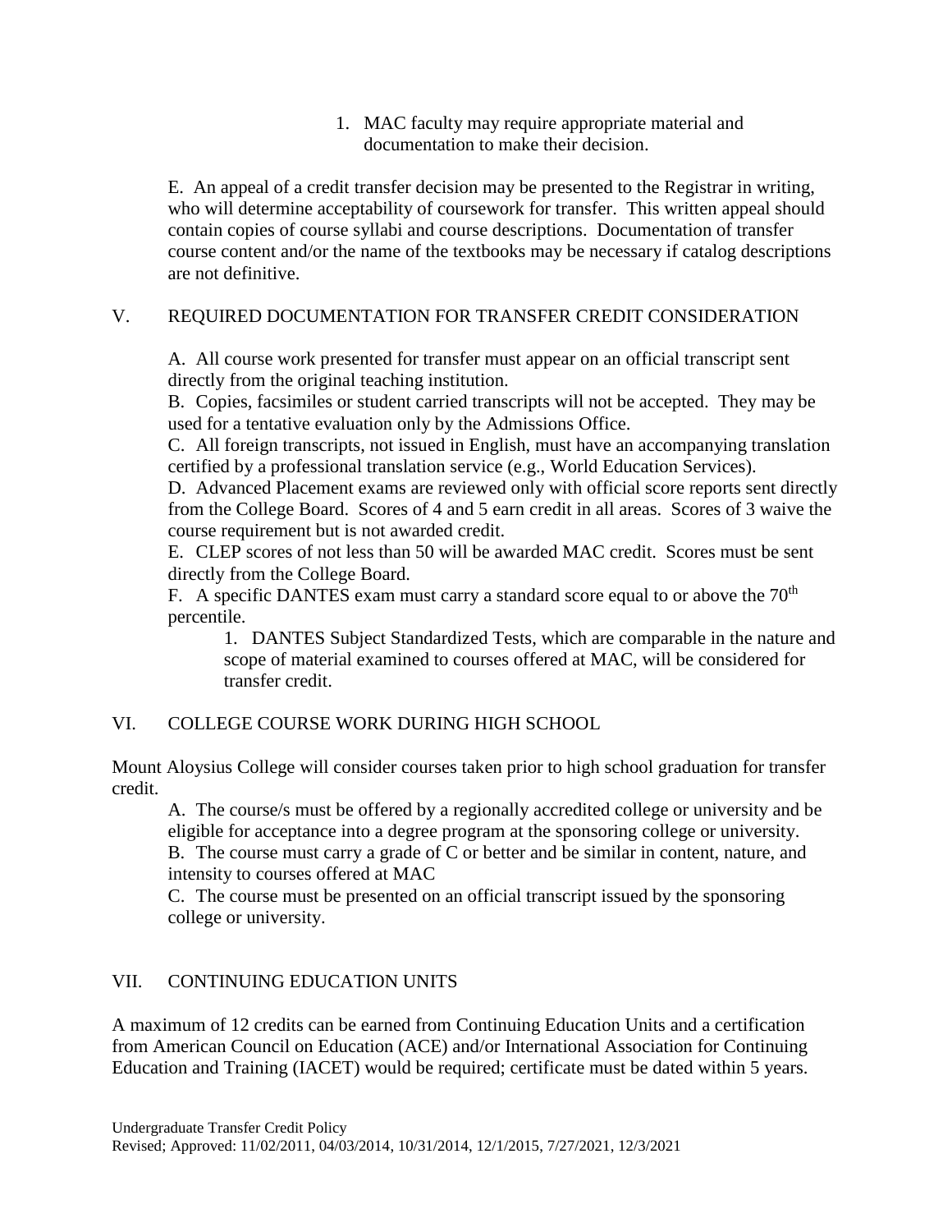1. MAC faculty may require appropriate material and documentation to make their decision.

E. An appeal of a credit transfer decision may be presented to the Registrar in writing, who will determine acceptability of coursework for transfer. This written appeal should contain copies of course syllabi and course descriptions. Documentation of transfer course content and/or the name of the textbooks may be necessary if catalog descriptions are not definitive.

## V. REQUIRED DOCUMENTATION FOR TRANSFER CREDIT CONSIDERATION

A. All course work presented for transfer must appear on an official transcript sent directly from the original teaching institution.

B. Copies, facsimiles or student carried transcripts will not be accepted. They may be used for a tentative evaluation only by the Admissions Office.

C. All foreign transcripts, not issued in English, must have an accompanying translation certified by a professional translation service (e.g., World Education Services).

D. Advanced Placement exams are reviewed only with official score reports sent directly from the College Board. Scores of 4 and 5 earn credit in all areas. Scores of 3 waive the course requirement but is not awarded credit.

E. CLEP scores of not less than 50 will be awarded MAC credit. Scores must be sent directly from the College Board.

F. A specific DANTES exam must carry a standard score equal to or above the 70th percentile.

1. DANTES Subject Standardized Tests, which are comparable in the nature and scope of material examined to courses offered at MAC, will be considered for transfer credit.

## VI. COLLEGE COURSE WORK DURING HIGH SCHOOL

Mount Aloysius College will consider courses taken prior to high school graduation for transfer credit.

A. The course/s must be offered by a regionally accredited college or university and be eligible for acceptance into a degree program at the sponsoring college or university.

B. The course must carry a grade of C or better and be similar in content, nature, and intensity to courses offered at MAC

C. The course must be presented on an official transcript issued by the sponsoring college or university.

## VII. CONTINUING EDUCATION UNITS

A maximum of 12 credits can be earned from Continuing Education Units and a certification from American Council on Education (ACE) and/or International Association for Continuing Education and Training (IACET) would be required; certificate must be dated within 5 years.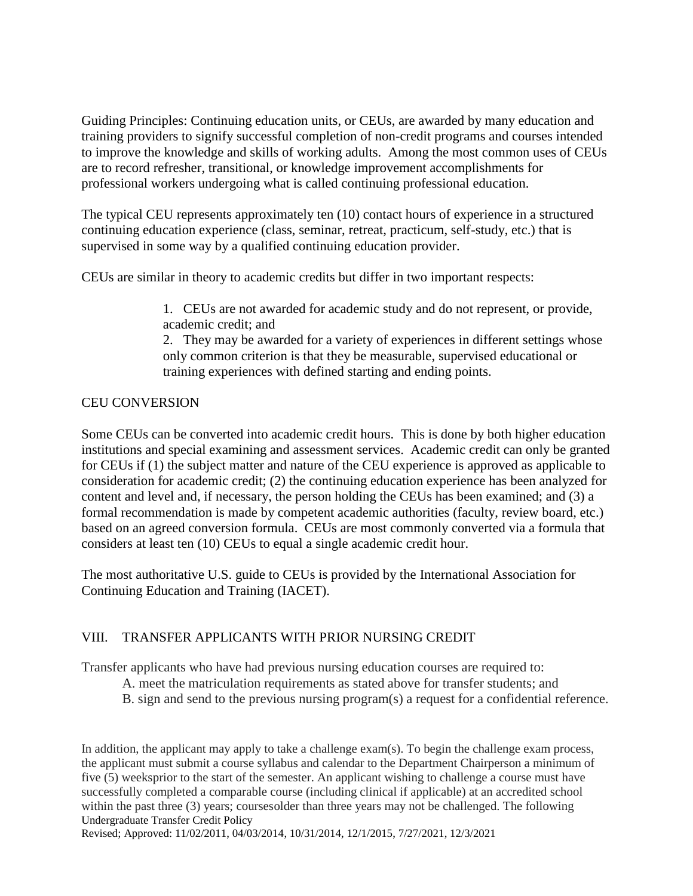Guiding Principles: Continuing education units, or CEUs, are awarded by many education and training providers to signify successful completion of non-credit programs and courses intended to improve the knowledge and skills of working adults. Among the most common uses of CEUs are to record refresher, transitional, or knowledge improvement accomplishments for professional workers undergoing what is called continuing professional education.

The typical CEU represents approximately ten (10) contact hours of experience in a structured continuing education experience (class, seminar, retreat, practicum, self-study, etc.) that is supervised in some way by a qualified continuing education provider.

CEUs are similar in theory to academic credits but differ in two important respects:

1. CEUs are not awarded for academic study and do not represent, or provide, academic credit; and
2. They may be awarded for a variety of experiences in different settings whose only common criterion is that they be measurable, supervised educational or training experiences with defined starting and ending points.

CEU CONVERSION

Some CEUs can be converted into academic credit hours. This is done by both higher education institutions and special examining and assessment services. Academic credit can only be granted for CEUs if (1) the subject matter and nature of the CEU experience is approved as applicable to consideration for academic credit; (2) the continuing education experience has been analyzed for content and level and, if necessary, the person holding the CEUs has been examined; and (3) a formal recommendation is made by competent academic authorities (faculty, review board, etc.) based on an agreed conversion formula. CEUs are most commonly converted via a formula that considers at least ten (10) CEUs to equal a single academic credit hour.

The most authoritative U.S. guide to CEUs is provided by the International Association for Continuing Education and Training (IACET).

## VIII. TRANSFER APPLICANTS WITH PRIOR NURSING CREDIT

Transfer applicants who have had previous nursing education courses are required to:

A. meet the matriculation requirements as stated above for transfer students; and
B. sign and send to the previous nursing program(s) a request for a confidential reference.

In addition, the applicant may apply to take a challenge exam(s). To begin the challenge exam process, the applicant must submit a course syllabus and calendar to the Department Chairperson a minimum of five (5) weeksprior to the start of the semester. An applicant wishing to challenge a course must have successfully completed a comparable course (including clinical if applicable) at an accredited school within the past three (3) years; coursesolder than three years may not be challenged. The following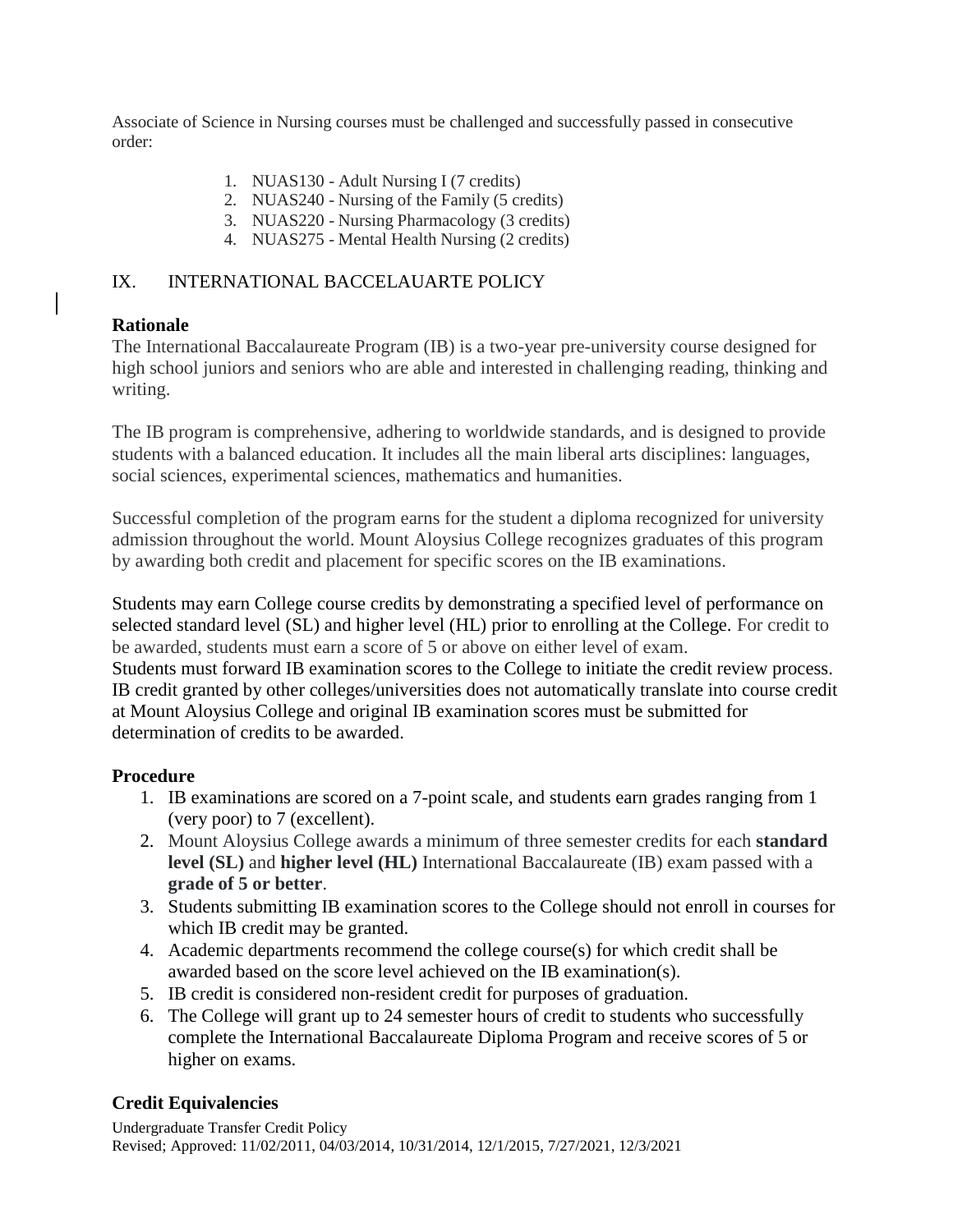Associate of Science in Nursing courses must be challenged and successfully passed in consecutive order:

1. NUAS130 - Adult Nursing I (7 credits)
2. NUAS240 - Nursing of the Family (5 credits)
3. NUAS220 - Nursing Pharmacology (3 credits)
4. NUAS275 - Mental Health Nursing (2 credits)

## IX. INTERNATIONAL BACCELAUARTE POLICY

### Rationale

The International Baccalaureate Program (IB) is a two-year pre-university course designed for high school juniors and seniors who are able and interested in challenging reading, thinking and writing.

The IB program is comprehensive, adhering to worldwide standards, and is designed to provide students with a balanced education. It includes all the main liberal arts disciplines: languages, social sciences, experimental sciences, mathematics and humanities.

Successful completion of the program earns for the student a diploma recognized for university admission throughout the world. Mount Aloysius College recognizes graduates of this program by awarding both credit and placement for specific scores on the IB examinations.

Students may earn College course credits by demonstrating a specified level of performance on selected standard level (SL) and higher level (HL) prior to enrolling at the College. For credit to be awarded, students must earn a score of 5 or above on either level of exam.
Students must forward IB examination scores to the College to initiate the credit review process. IB credit granted by other colleges/universities does not automatically translate into course credit at Mount Aloysius College and original IB examination scores must be submitted for determination of credits to be awarded.

### Procedure

1. IB examinations are scored on a 7-point scale, and students earn grades ranging from 1 (very poor) to 7 (excellent).
2. Mount Aloysius College awards a minimum of three semester credits for each **standard level (SL)** and **higher level (HL)** International Baccalaureate (IB) exam passed with a **grade of 5 or better**.
3. Students submitting IB examination scores to the College should not enroll in courses for which IB credit may be granted.
4. Academic departments recommend the college course(s) for which credit shall be awarded based on the score level achieved on the IB examination(s).
5. IB credit is considered non-resident credit for purposes of graduation.
6. The College will grant up to 24 semester hours of credit to students who successfully complete the International Baccalaureate Diploma Program and receive scores of 5 or higher on exams.

### Credit Equivalencies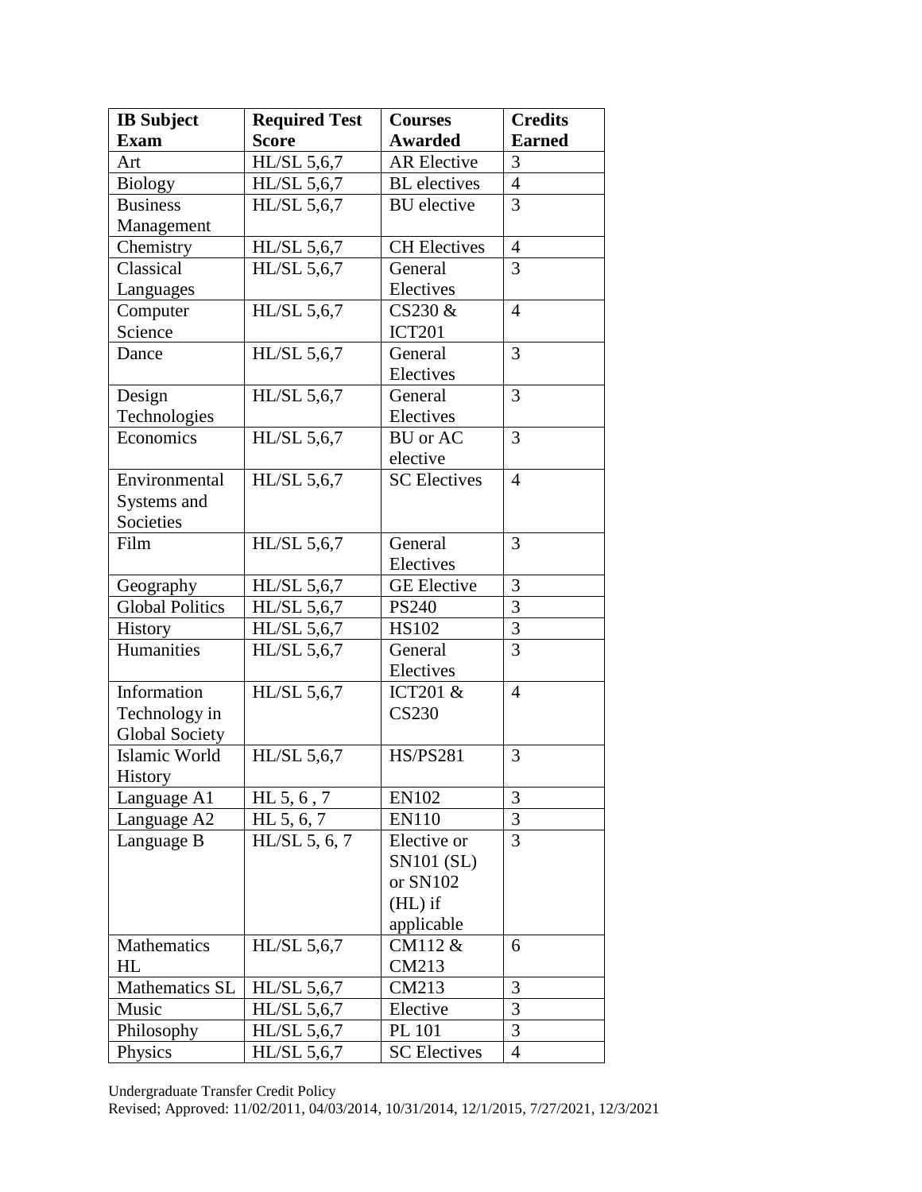| IB Subject Exam | Required Test Score | Courses Awarded | Credits Earned |
|---|---|---|---|
| Art | HL/SL 5,6,7 | AR Elective | 3 |
| Biology | HL/SL 5,6,7 | BL electives | 4 |
| Business Management | HL/SL 5,6,7 | BU elective | 3 |
| Chemistry | HL/SL 5,6,7 | CH Electives | 4 |
| Classical Languages | HL/SL 5,6,7 | General Electives | 3 |
| Computer Science | HL/SL 5,6,7 | CS230 & ICT201 | 4 |
| Dance | HL/SL 5,6,7 | General Electives | 3 |
| Design Technologies | HL/SL 5,6,7 | General Electives | 3 |
| Economics | HL/SL 5,6,7 | BU or AC elective | 3 |
| Environmental Systems and Societies | HL/SL 5,6,7 | SC Electives | 4 |
| Film | HL/SL 5,6,7 | General Electives | 3 |
| Geography | HL/SL 5,6,7 | GE Elective | 3 |
| Global Politics | HL/SL 5,6,7 | PS240 | 3 |
| History | HL/SL 5,6,7 | HS102 | 3 |
| Humanities | HL/SL 5,6,7 | General Electives | 3 |
| Information Technology in Global Society | HL/SL 5,6,7 | ICT201 & CS230 | 4 |
| Islamic World History | HL/SL 5,6,7 | HS/PS281 | 3 |
| Language A1 | HL 5, 6 , 7 | EN102 | 3 |
| Language A2 | HL 5, 6, 7 | EN110 | 3 |
| Language B | HL/SL 5, 6, 7 | Elective or SN101 (SL) or SN102 (HL) if applicable | 3 |
| Mathematics HL | HL/SL 5,6,7 | CM112 & CM213 | 6 |
| Mathematics SL | HL/SL 5,6,7 | CM213 | 3 |
| Music | HL/SL 5,6,7 | Elective | 3 |
| Philosophy | HL/SL 5,6,7 | PL 101 | 3 |
| Physics | HL/SL 5,6,7 | SC Electives | 4 |

Undergraduate Transfer Credit Policy
Revised; Approved: 11/02/2011, 04/03/2014, 10/31/2014, 12/1/2015, 7/27/2021, 12/3/2021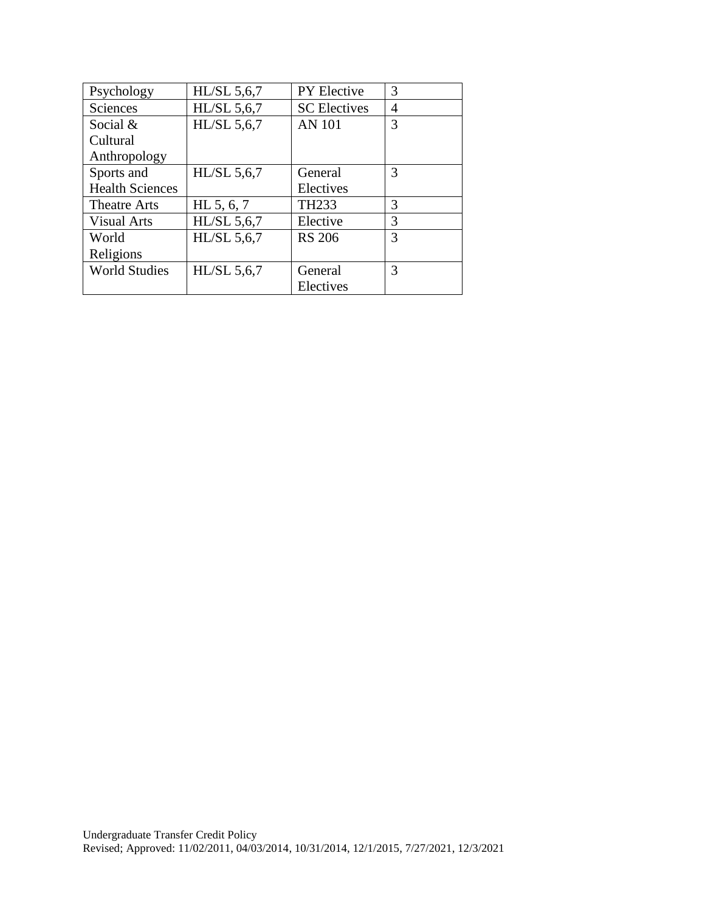| | | | |
|---|---|---|---|
| Psychology | HL/SL 5,6,7 | PY Elective | 3 |
| Sciences | HL/SL 5,6,7 | SC Electives | 4 |
| Social & Cultural Anthropology | HL/SL 5,6,7 | AN 101 | 3 |
| Sports and Health Sciences | HL/SL 5,6,7 | General Electives | 3 |
| Theatre Arts | HL 5, 6, 7 | TH233 | 3 |
| Visual Arts | HL/SL 5,6,7 | Elective | 3 |
| World Religions | HL/SL 5,6,7 | RS 206 | 3 |
| World Studies | HL/SL 5,6,7 | General Electives | 3 |